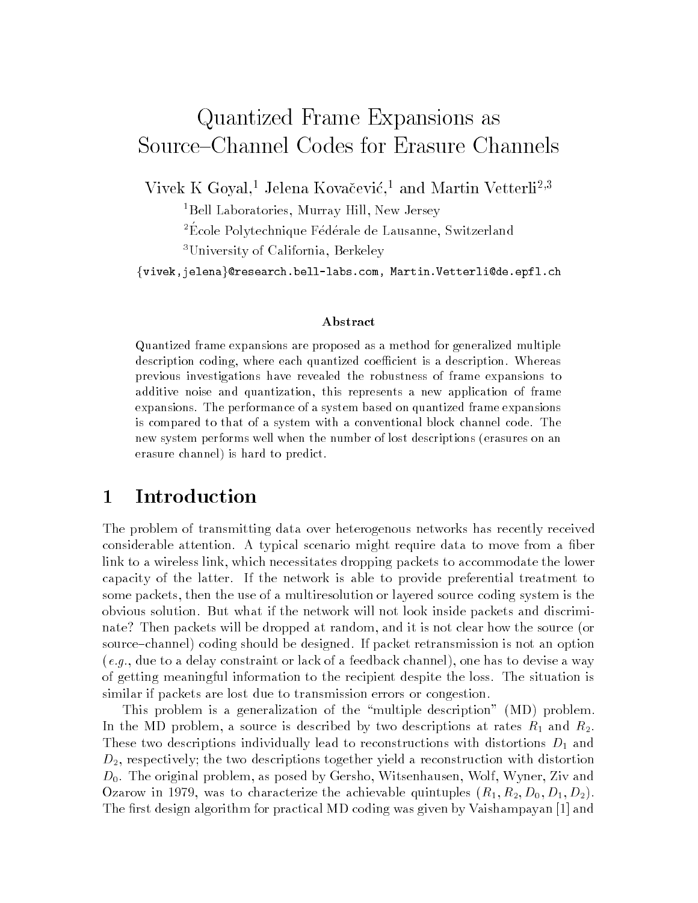# Quantized Frame Expansions as Source–Channel Codes for Erasure Channels

Vivek K Goyal,[1] Jelena Kovačević,[1] and Martin Vetterli[2,3]

[1]Bell Laboratories, Murray Hill, New Jersey

[2]École Polytechnique Fédérale de Lausanne, Switzerland

[3]University of California, Berkeley

{vivek,jelena}@research.bell-labs.com, Martin.Vetterli@de.epfl.ch

### Abstract

Quantized frame expansions are proposed as a method for generalized multiple description coding, where each quantized coefficient is a description. Whereas previous investigations have revealed the robustness of frame expansions to additive noise and quantization, this represents a new application of frame expansions. The performance of a system based on quantized frame expansions is compared to that of a system with a conventional block channel code. The new system performs well when the number of lost descriptions (erasures on an erasure channel) is hard to predict.

## 1 Introduction

The problem of transmitting data over heterogenous networks has recently received considerable attention. A typical scenario might require data to move from a fiber link to a wireless link, which necessitates dropping packets to accommodate the lower capacity of the latter. If the network is able to provide preferential treatment to some packets, then the use of a multiresolution or layered source coding system is the obvious solution. But what if the network will not look inside packets and discriminate? Then packets will be dropped at random, and it is not clear how the source (or source–channel) coding should be designed. If packet retransmission is not an option (*e.g.*, due to a delay constraint or lack of a feedback channel), one has to devise a way of getting meaningful information to the recipient despite the loss. The situation is similar if packets are lost due to transmission errors or congestion.

This problem is a generalization of the "multiple description" (MD) problem. In the MD problem, a source is described by two descriptions at rates $R_1$ and $R_2$. These two descriptions individually lead to reconstructions with distortions $D_1$ and $D_2$, respectively; the two descriptions together yield a reconstruction with distortion $D_0$. The original problem, as posed by Gersho, Witsenhausen, Wolf, Wyner, Ziv and Ozarow in 1979, was to characterize the achievable quintuples $(R_1, R_2, D_0, D_1, D_2)$. The first design algorithm for practical MD coding was given by Vaishampayan [1] and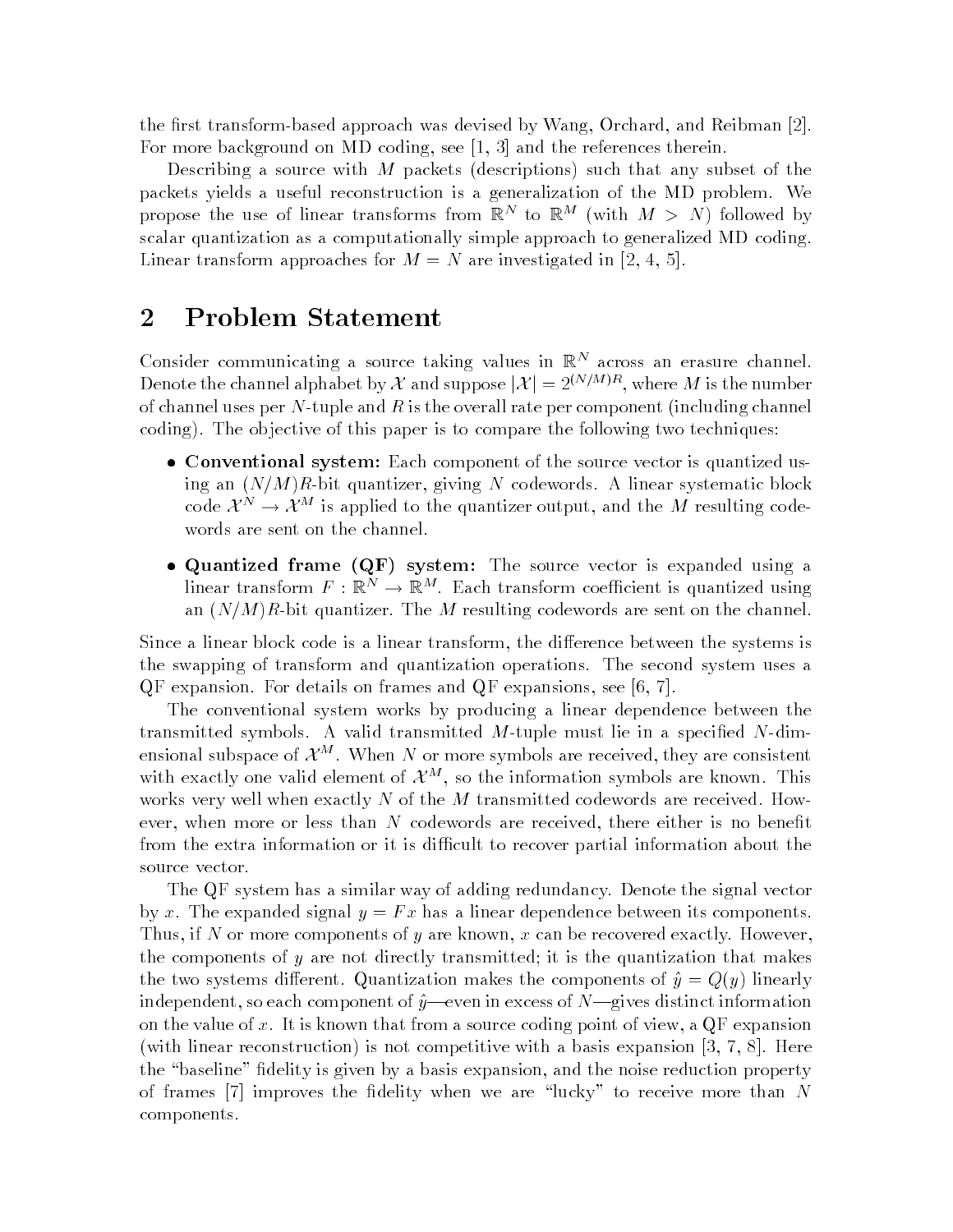the first transform-based approach was devised by Wang, Orchard, and Reibman [2]. For more background on MD coding, see [1, 3] and the references therein.

Describing a source with $M$ packets (descriptions) such that any subset of the packets yields a useful reconstruction is a generalization of the MD problem. We propose the use of linear transforms from $\mathbb{R}^N$ to $\mathbb{R}^M$ (with $M > N$) followed by scalar quantization as a computationally simple approach to generalized MD coding. Linear transform approaches for $M = N$ are investigated in [2, 4, 5].

## 2 Problem Statement

Consider communicating a source taking values in $\mathbb{R}^N$ across an erasure channel. Denote the channel alphabet by $\mathcal{X}$ and suppose $|\mathcal{X}| = 2^{(N/M)R}$, where $M$ is the number of channel uses per $N$-tuple and $R$ is the overall rate per component (including channel coding). The objective of this paper is to compare the following two techniques:

- **Conventional system:** Each component of the source vector is quantized using an $(N/M)R$-bit quantizer, giving $N$ codewords. A linear systematic block code $\mathcal{X}^N \to \mathcal{X}^M$ is applied to the quantizer output, and the $M$ resulting codewords are sent on the channel.
- **Quantized frame (QF) system:** The source vector is expanded using a linear transform $F : \mathbb{R}^N \to \mathbb{R}^M$. Each transform coefficient is quantized using an $(N/M)R$-bit quantizer. The $M$ resulting codewords are sent on the channel.

Since a linear block code is a linear transform, the difference between the systems is the swapping of transform and quantization operations. The second system uses a QF expansion. For details on frames and QF expansions, see [6, 7].

The conventional system works by producing a linear dependence between the transmitted symbols. A valid transmitted $M$-tuple must lie in a specified $N$-dimensional subspace of $\mathcal{X}^M$. When $N$ or more symbols are received, they are consistent with exactly one valid element of $\mathcal{X}^M$, so the information symbols are known. This works very well when exactly $N$ of the $M$ transmitted codewords are received. However, when more or less than $N$ codewords are received, there either is no benefit from the extra information or it is difficult to recover partial information about the source vector.

The QF system has a similar way of adding redundancy. Denote the signal vector by $x$. The expanded signal $y = Fx$ has a linear dependence between its components. Thus, if $N$ or more components of $y$ are known, $x$ can be recovered exactly. However, the components of $y$ are not directly transmitted; it is the quantization that makes the two systems different. Quantization makes the components of $\hat{y} = Q(y)$ linearly independent, so each component of $\hat{y}$—even in excess of $N$—gives distinct information on the value of $x$. It is known that from a source coding point of view, a QF expansion (with linear reconstruction) is not competitive with a basis expansion [3, 7, 8]. Here the "baseline" fidelity is given by a basis expansion, and the noise reduction property of frames [7] improves the fidelity when we are "lucky" to receive more than $N$ components.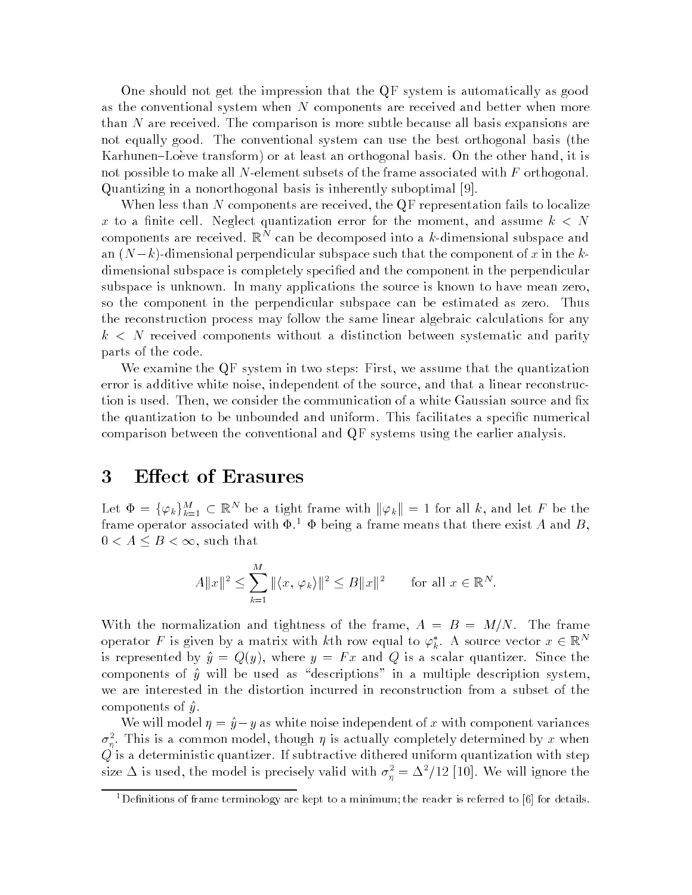One should not get the impression that the QF system is automatically as good as the conventional system when $N$ components are received and better when more than $N$ are received. The comparison is more subtle because all basis expansions are not equally good. The conventional system can use the best orthogonal basis (the Karhunen–Loève transform) or at least an orthogonal basis. On the other hand, it is not possible to make all $N$-element subsets of the frame associated with $F$ orthogonal. Quantizing in a nonorthogonal basis is inherently suboptimal [9].

When less than $N$ components are received, the QF representation fails to localize $x$ to a finite cell. Neglect quantization error for the moment, and assume $k < N$ components are received. $\mathbb{R}^N$ can be decomposed into a $k$-dimensional subspace and an $(N-k)$-dimensional perpendicular subspace such that the component of $x$ in the $k$-dimensional subspace is completely specified and the component in the perpendicular subspace is unknown. In many applications the source is known to have mean zero, so the component in the perpendicular subspace can be estimated as zero. Thus the reconstruction process may follow the same linear algebraic calculations for any $k < N$ received components without a distinction between systematic and parity parts of the code.

We examine the QF system in two steps: First, we assume that the quantization error is additive white noise, independent of the source, and that a linear reconstruction is used. Then, we consider the communication of a white Gaussian source and fix the quantization to be unbounded and uniform. This facilitates a specific numerical comparison between the conventional and QF systems using the earlier analysis.

# 3 Effect of Erasures

Let $\Phi = \{\varphi_k\}_{k=1}^{M} \subset \mathbb{R}^N$ be a tight frame with $\|\varphi_k\| = 1$ for all $k$, and let $F$ be the frame operator associated with $\Phi$.[1] $\Phi$ being a frame means that there exist $A$ and $B$, $0 < A \leq B < \infty$, such that

$$A\|x\|^2 \leq \sum_{k=1}^{M} \|\langle x, \varphi_k \rangle\|^2 \leq B\|x\|^2 \qquad \text{for all } x \in \mathbb{R}^N.$$

With the normalization and tightness of the frame, $A = B = M/N$. The frame operator $F$ is given by a matrix with $k$th row equal to $\varphi_k^*$. A source vector $x \in \mathbb{R}^N$ is represented by $\hat{y} = Q(y)$, where $y = Fx$ and $Q$ is a scalar quantizer. Since the components of $\hat{y}$ will be used as "descriptions" in a multiple description system, we are interested in the distortion incurred in reconstruction from a subset of the components of $\hat{y}$.

We will model $\eta = \hat{y} - y$ as white noise independent of $x$ with component variances $\sigma_\eta^2$. This is a common model, though $\eta$ is actually completely determined by $x$ when $Q$ is a deterministic quantizer. If subtractive dithered uniform quantization with step size $\Delta$ is used, the model is precisely valid with $\sigma_\eta^2 = \Delta^2/12$ [10]. We will ignore the

[1] Definitions of frame terminology are kept to a minimum; the reader is referred to [6] for details.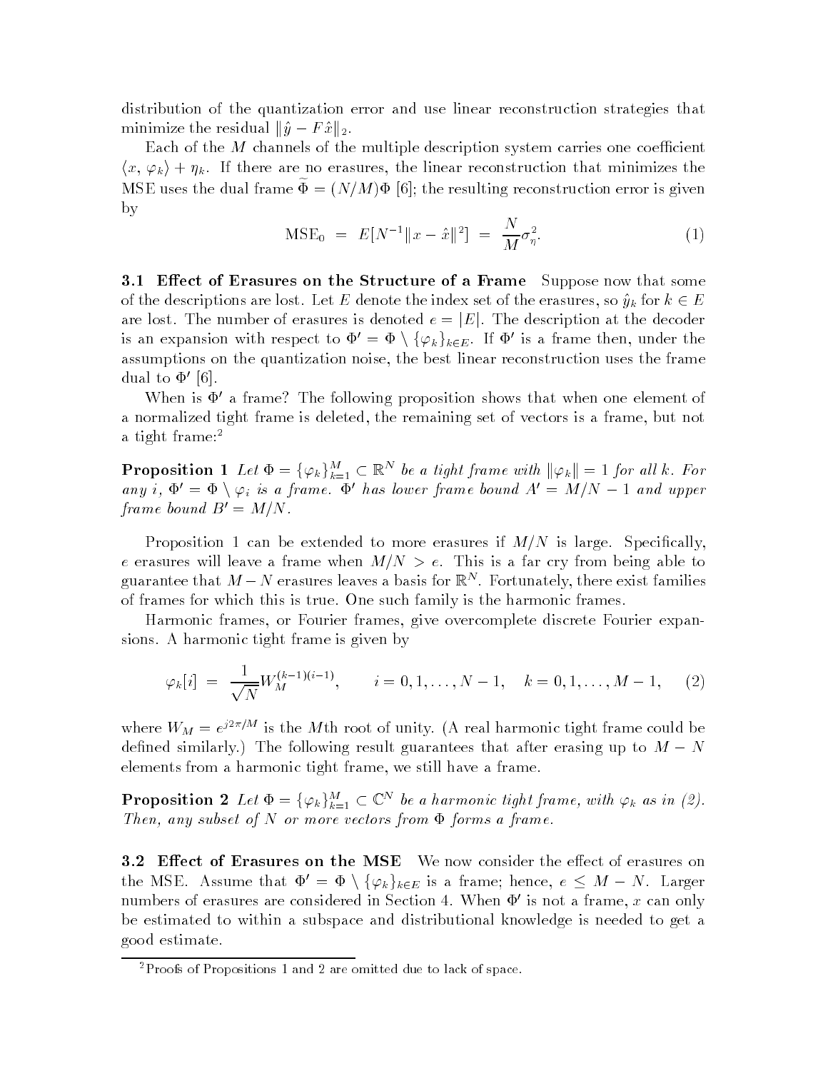distribution of the quantization error and use linear reconstruction strategies that minimize the residual $\|\hat{y} - F\hat{x}\|_2$.

Each of the $M$ channels of the multiple description system carries one coefficient $\langle x, \varphi_k \rangle + \eta_k$. If there are no erasures, the linear reconstruction that minimizes the MSE uses the dual frame $\widetilde{\Phi} = (N/M)\Phi$ [6]; the resulting reconstruction error is given by

$$\text{MSE}_0 \;=\; E[N^{-1}\|x - \hat{x}\|^2] \;=\; \frac{N}{M}\sigma_\eta^2. \tag{1}$$

**3.1 Effect of Erasures on the Structure of a Frame** Suppose now that some of the descriptions are lost. Let $E$ denote the index set of the erasures, so $\hat{y}_k$ for $k \in E$ are lost. The number of erasures is denoted $e = |E|$. The description at the decoder is an expansion with respect to $\Phi' = \Phi \setminus \{\varphi_k\}_{k \in E}$. If $\Phi'$ is a frame then, under the assumptions on the quantization noise, the best linear reconstruction uses the frame dual to $\Phi'$ [6].

When is $\Phi'$ a frame? The following proposition shows that when one element of a normalized tight frame is deleted, the remaining set of vectors is a frame, but not a tight frame:[2]

**Proposition 1** *Let $\Phi = \{\varphi_k\}_{k=1}^M \subset \mathbb{R}^N$ be a tight frame with $\|\varphi_k\| = 1$ for all $k$. For any $i$, $\Phi' = \Phi \setminus \varphi_i$ is a frame. $\Phi'$ has lower frame bound $A' = M/N - 1$ and upper frame bound $B' = M/N$.*

Proposition 1 can be extended to more erasures if $M/N$ is large. Specifically, $e$ erasures will leave a frame when $M/N > e$. This is a far cry from being able to guarantee that $M - N$ erasures leaves a basis for $\mathbb{R}^N$. Fortunately, there exist families of frames for which this is true. One such family is the harmonic frames.

Harmonic frames, or Fourier frames, give overcomplete discrete Fourier expansions. A harmonic tight frame is given by

$$\varphi_k[i] \;=\; \frac{1}{\sqrt{N}} W_M^{(k-1)(i-1)}, \qquad i = 0, 1, \ldots, N-1, \quad k = 0, 1, \ldots, M-1, \tag{2}$$

where $W_M = e^{j2\pi/M}$ is the $M$th root of unity. (A real harmonic tight frame could be defined similarly.) The following result guarantees that after erasing up to $M - N$ elements from a harmonic tight frame, we still have a frame.

**Proposition 2** *Let $\Phi = \{\varphi_k\}_{k=1}^M \subset \mathbb{C}^N$ be a harmonic tight frame, with $\varphi_k$ as in (2). Then, any subset of $N$ or more vectors from $\Phi$ forms a frame.*

**3.2 Effect of Erasures on the MSE** We now consider the effect of erasures on the MSE. Assume that $\Phi' = \Phi \setminus \{\varphi_k\}_{k \in E}$ is a frame; hence, $e \leq M - N$. Larger numbers of erasures are considered in Section 4. When $\Phi'$ is not a frame, $x$ can only be estimated to within a subspace and distributional knowledge is needed to get a good estimate.

[2] Proofs of Propositions 1 and 2 are omitted due to lack of space.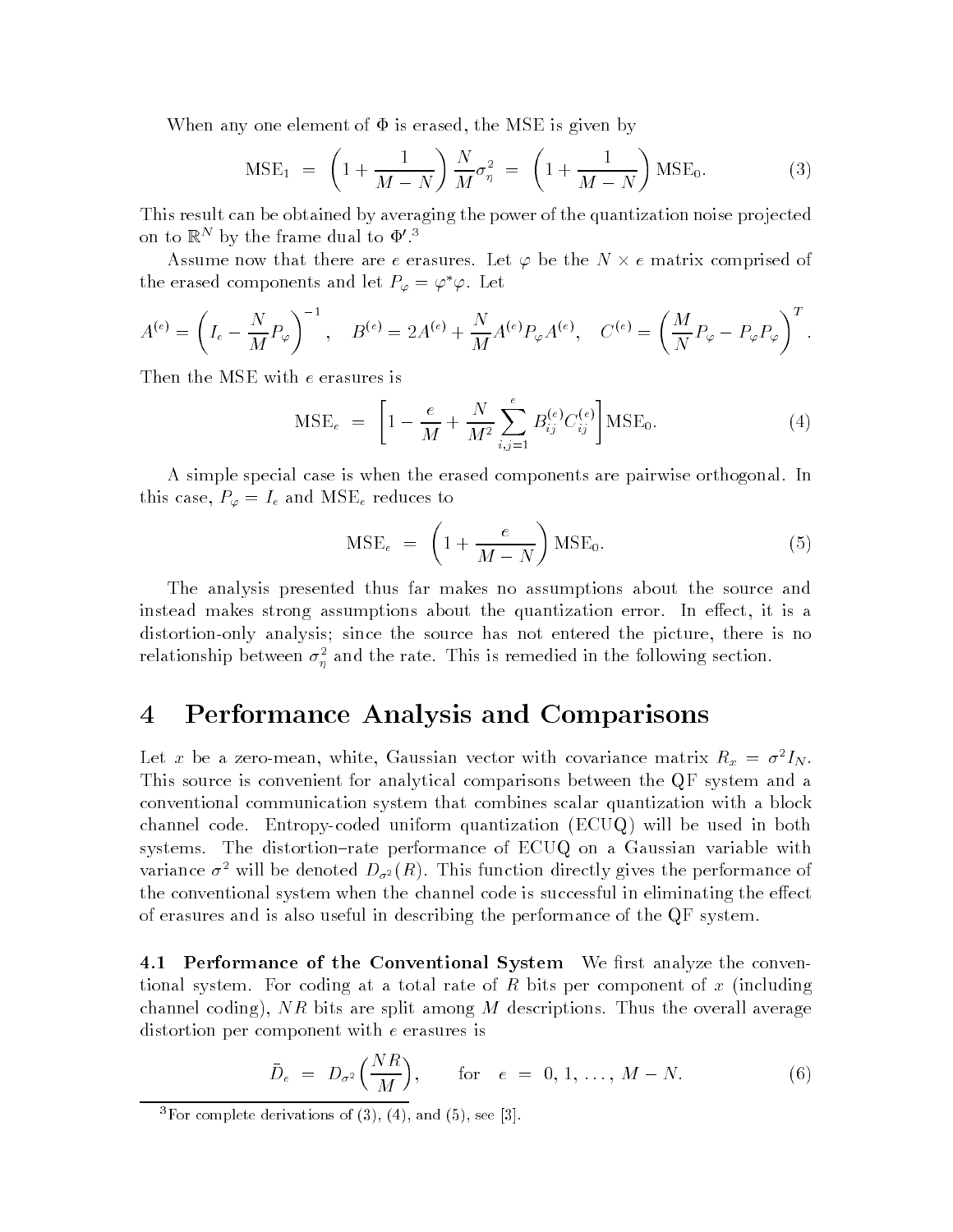When any one element of $\Phi$ is erased, the MSE is given by

$$\text{MSE}_1 \;=\; \left(1 + \frac{1}{M-N}\right)\frac{N}{M}\sigma_\eta^2 \;=\; \left(1 + \frac{1}{M-N}\right)\text{MSE}_0. \tag{3}$$

This result can be obtained by averaging the power of the quantization noise projected on to $\mathbb{R}^N$ by the frame dual to $\Phi'$.[3]

Assume now that there are $e$ erasures. Let $\varphi$ be the $N \times e$ matrix comprised of the erased components and let $P_\varphi = \varphi^*\varphi$. Let

$$A^{(e)} = \left(I_e - \frac{N}{M}P_\varphi\right)^{-1}, \quad B^{(e)} = 2A^{(e)} + \frac{N}{M}A^{(e)}P_\varphi A^{(e)}, \quad C^{(e)} = \left(\frac{M}{N}P_\varphi - P_\varphi P_\varphi\right)^T.$$

Then the MSE with $e$ erasures is

$$\text{MSE}_e \;=\; \left[1 - \frac{e}{M} + \frac{N}{M^2}\sum_{i,j=1}^{e} B_{ij}^{(e)}C_{ij}^{(e)}\right]\text{MSE}_0. \tag{4}$$

A simple special case is when the erased components are pairwise orthogonal. In this case, $P_\varphi = I_e$ and $\text{MSE}_e$ reduces to

$$\text{MSE}_e \;=\; \left(1 + \frac{e}{M-N}\right)\text{MSE}_0. \tag{5}$$

The analysis presented thus far makes no assumptions about the source and instead makes strong assumptions about the quantization error. In effect, it is a distortion-only analysis; since the source has not entered the picture, there is no relationship between $\sigma_\eta^2$ and the rate. This is remedied in the following section.

# 4 Performance Analysis and Comparisons

Let $x$ be a zero-mean, white, Gaussian vector with covariance matrix $R_x = \sigma^2 I_N$. This source is convenient for analytical comparisons between the QF system and a conventional communication system that combines scalar quantization with a block channel code. Entropy-coded uniform quantization (ECUQ) will be used in both systems. The distortion–rate performance of ECUQ on a Gaussian variable with variance $\sigma^2$ will be denoted $D_{\sigma^2}(R)$. This function directly gives the performance of the conventional system when the channel code is successful in eliminating the effect of erasures and is also useful in describing the performance of the QF system.

**4.1 Performance of the Conventional System** We first analyze the conventional system. For coding at a total rate of $R$ bits per component of $x$ (including channel coding), $NR$ bits are split among $M$ descriptions. Thus the overall average distortion per component with $e$ erasures is

$$\bar{D}_e \;=\; D_{\sigma^2}\!\left(\frac{NR}{M}\right), \qquad \text{for} \quad e \;=\; 0, 1, \ldots, M-N. \tag{6}$$

[3] For complete derivations of (3), (4), and (5), see [3].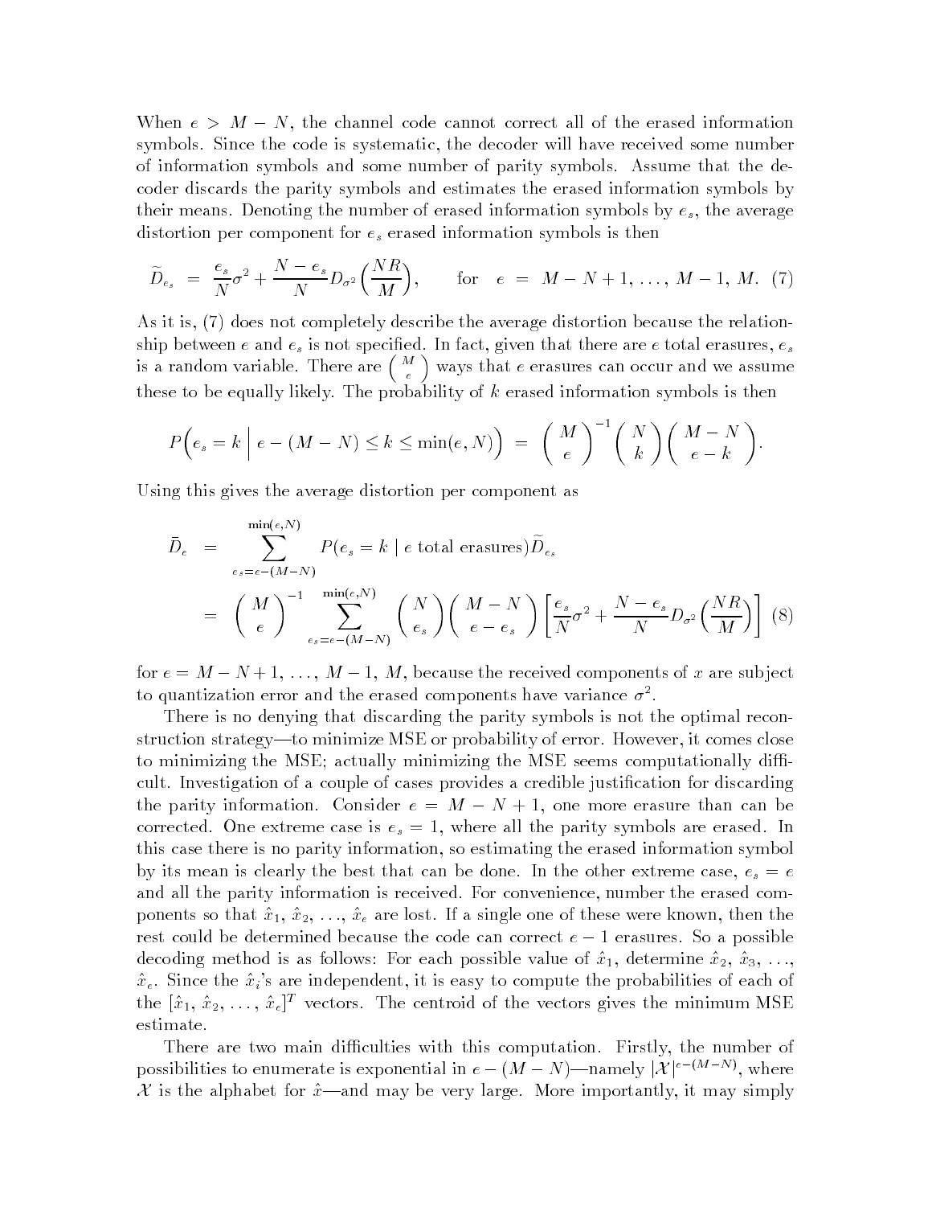When $e > M - N$, the channel code cannot correct all of the erased information symbols. Since the code is systematic, the decoder will have received some number of information symbols and some number of parity symbols. Assume that the decoder discards the parity symbols and estimates the erased information symbols by their means. Denoting the number of erased information symbols by $e_s$, the average distortion per component for $e_s$ erased information symbols is then

$$\widetilde{D}_{e_s} = \frac{e_s}{N}\sigma^2 + \frac{N - e_s}{N} D_{\sigma^2}\Big(\frac{NR}{M}\Big), \qquad \text{for} \quad e = M - N + 1, \ldots, M - 1, M. \quad (7)$$

As it is, (7) does not completely describe the average distortion because the relationship between $e$ and $e_s$ is not specified. In fact, given that there are $e$ total erasures, $e_s$ is a random variable. There are $\binom{M}{e}$ ways that $e$ erasures can occur and we assume these to be equally likely. The probability of $k$ erased information symbols is then

$$P\Big(e_s = k \;\Big|\; e - (M - N) \le k \le \min(e, N)\Big) = \binom{M}{e}^{-1} \binom{N}{k} \binom{M - N}{e - k}.$$

Using this gives the average distortion per component as

$$\begin{aligned} \bar{D}_e &= \sum_{e_s = e-(M-N)}^{\min(e,N)} P(e_s = k \mid e \text{ total erasures}) \widetilde{D}_{e_s} \\ &= \binom{M}{e}^{-1} \sum_{e_s = e-(M-N)}^{\min(e,N)} \binom{N}{e_s} \binom{M - N}{e - e_s} \left[\frac{e_s}{N}\sigma^2 + \frac{N - e_s}{N} D_{\sigma^2}\Big(\frac{NR}{M}\Big)\right] \quad (8) \end{aligned}$$

for $e = M - N + 1, \ldots, M - 1, M$, because the received components of $x$ are subject to quantization error and the erased components have variance $\sigma^2$.

There is no denying that discarding the parity symbols is not the optimal reconstruction strategy—to minimize MSE or probability of error. However, it comes close to minimizing the MSE; actually minimizing the MSE seems computationally difficult. Investigation of a couple of cases provides a credible justification for discarding the parity information. Consider $e = M - N + 1$, one more erasure than can be corrected. One extreme case is $e_s = 1$, where all the parity symbols are erased. In this case there is no parity information, so estimating the erased information symbol by its mean is clearly the best that can be done. In the other extreme case, $e_s = e$ and all the parity information is received. For convenience, number the erased components so that $\hat{x}_1, \hat{x}_2, \ldots, \hat{x}_e$ are lost. If a single one of these were known, then the rest could be determined because the code can correct $e - 1$ erasures. So a possible decoding method is as follows: For each possible value of $\hat{x}_1$, determine $\hat{x}_2, \hat{x}_3, \ldots, \hat{x}_e$. Since the $\hat{x}_i$'s are independent, it is easy to compute the probabilities of each of the $[\hat{x}_1, \hat{x}_2, \ldots, \hat{x}_e]^T$ vectors. The centroid of the vectors gives the minimum MSE estimate.

There are two main difficulties with this computation. Firstly, the number of possibilities to enumerate is exponential in $e - (M - N)$—namely $|\mathcal{X}|^{e-(M-N)}$, where $\mathcal{X}$ is the alphabet for $\hat{x}$—and may be very large. More importantly, it may simply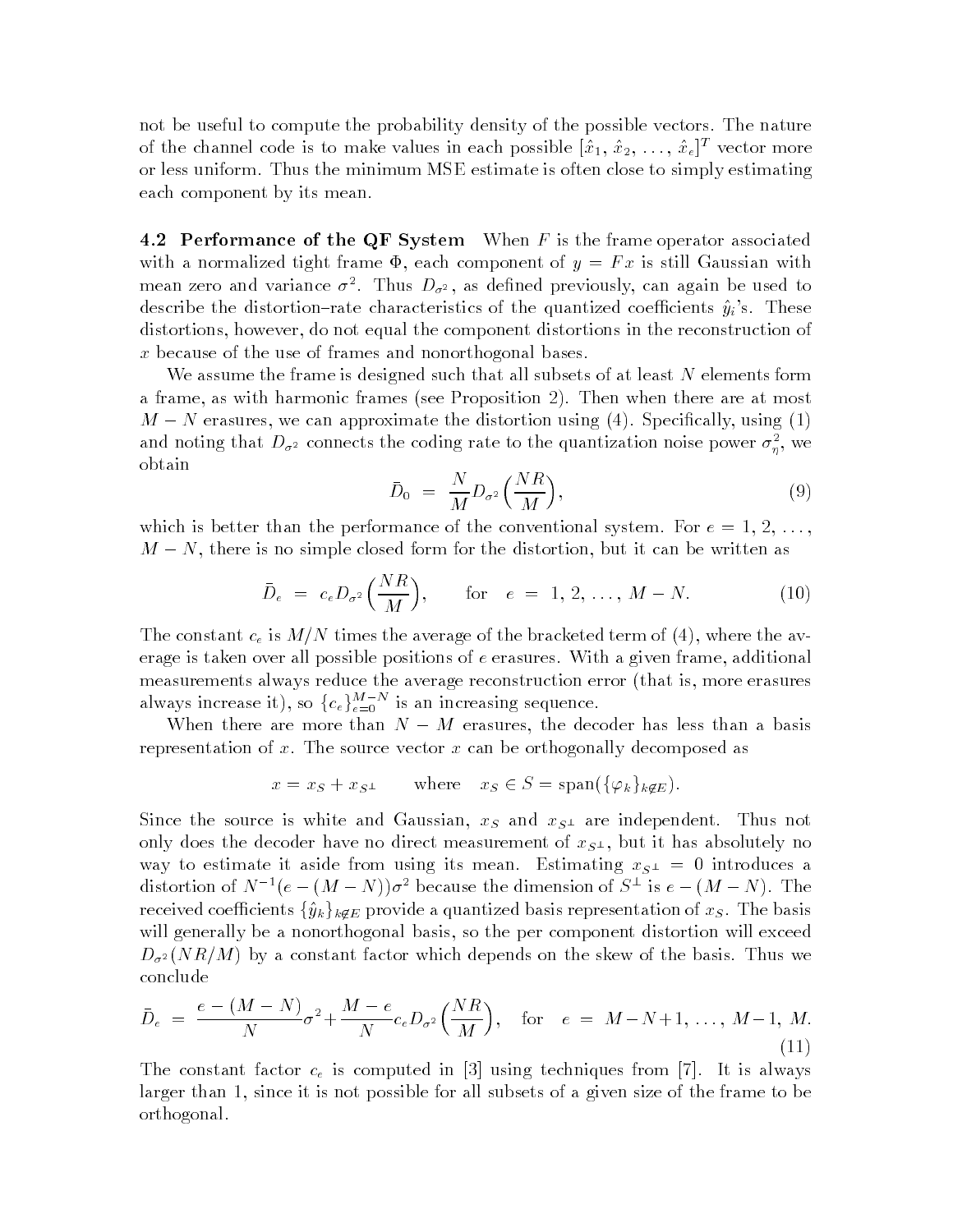not be useful to compute the probability density of the possible vectors. The nature of the channel code is to make values in each possible $[\hat{x}_1, \hat{x}_2, \ldots, \hat{x}_e]^T$ vector more or less uniform. Thus the minimum MSE estimate is often close to simply estimating each component by its mean.

**4.2 Performance of the QF System** When $F$ is the frame operator associated with a normalized tight frame $\Phi$, each component of $y = Fx$ is still Gaussian with mean zero and variance $\sigma^2$. Thus $D_{\sigma^2}$, as defined previously, can again be used to describe the distortion–rate characteristics of the quantized coefficients $\hat{y}_i$'s. These distortions, however, do not equal the component distortions in the reconstruction of $x$ because of the use of frames and nonorthogonal bases.

We assume the frame is designed such that all subsets of at least $N$ elements form a frame, as with harmonic frames (see Proposition 2). Then when there are at most $M - N$ erasures, we can approximate the distortion using (4). Specifically, using (1) and noting that $D_{\sigma^2}$ connects the coding rate to the quantization noise power $\sigma_\eta^2$, we obtain

$$\bar{D}_0 = \frac{N}{M} D_{\sigma^2}\Big(\frac{NR}{M}\Big), \tag{9}$$

which is better than the performance of the conventional system. For $e = 1, 2, \ldots, M - N$, there is no simple closed form for the distortion, but it can be written as

$$\bar{D}_e = c_e D_{\sigma^2}\Big(\frac{NR}{M}\Big), \qquad \text{for} \quad e = 1, 2, \ldots, M - N. \tag{10}$$

The constant $c_e$ is $M/N$ times the average of the bracketed term of (4), where the average is taken over all possible positions of $e$ erasures. With a given frame, additional measurements always reduce the average reconstruction error (that is, more erasures always increase it), so $\{c_e\}_{e=0}^{M-N}$ is an increasing sequence.

When there are more than $N - M$ erasures, the decoder has less than a basis representation of $x$. The source vector $x$ can be orthogonally decomposed as

$$x = x_S + x_{S^\perp} \qquad \text{where} \quad x_S \in S = \operatorname{span}(\{\varphi_k\}_{k \notin E}).$$

Since the source is white and Gaussian, $x_S$ and $x_{S^\perp}$ are independent. Thus not only does the decoder have no direct measurement of $x_{S^\perp}$, but it has absolutely no way to estimate it aside from using its mean. Estimating $x_{S^\perp} = 0$ introduces a distortion of $N^{-1}(e - (M - N))\sigma^2$ because the dimension of $S^\perp$ is $e - (M - N)$. The received coefficients $\{\hat{y}_k\}_{k \notin E}$ provide a quantized basis representation of $x_S$. The basis will generally be a nonorthogonal basis, so the per component distortion will exceed $D_{\sigma^2}(NR/M)$ by a constant factor which depends on the skew of the basis. Thus we conclude

$$\bar{D}_e = \frac{e - (M - N)}{N}\sigma^2 + \frac{M - e}{N} c_e D_{\sigma^2}\Big(\frac{NR}{M}\Big), \quad \text{for} \quad e = M - N + 1, \ldots, M - 1, M. \tag{11}$$

The constant factor $c_e$ is computed in [3] using techniques from [7]. It is always larger than 1, since it is not possible for all subsets of a given size of the frame to be orthogonal.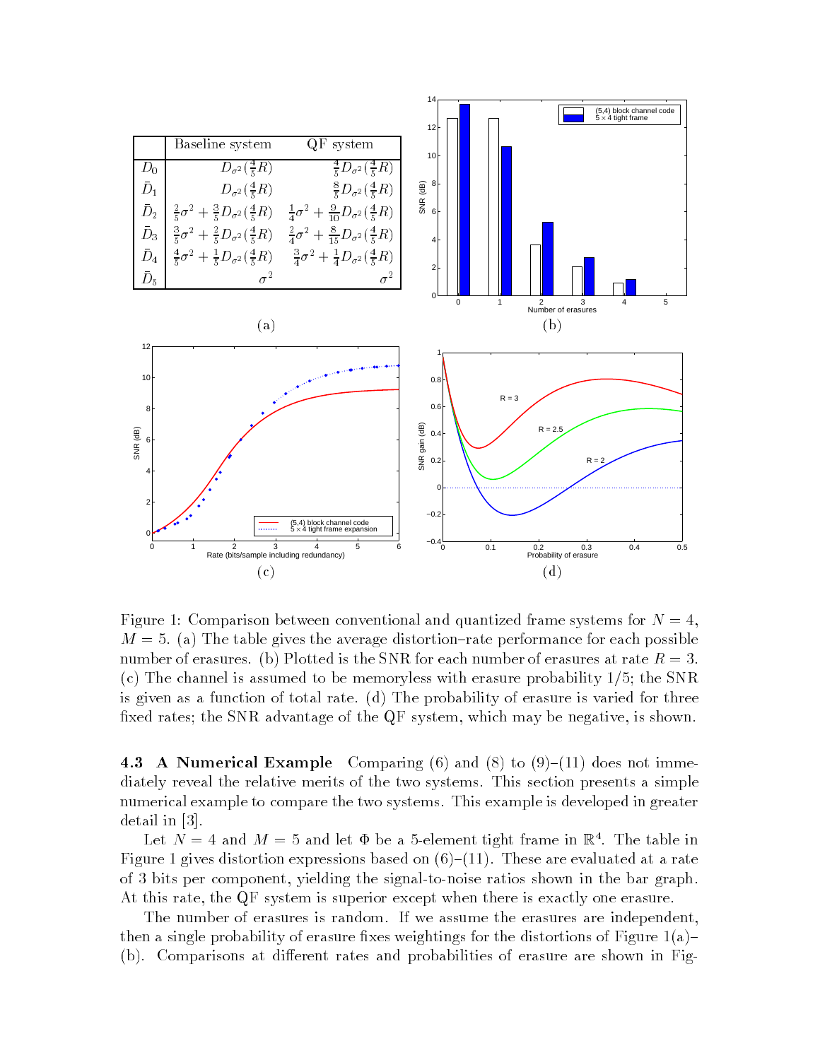| | Baseline system | QF system |
|---|---|---|
| $D_0$ | $D_{\sigma^2}(\frac{4}{5}R)$ | $\frac{4}{5}D_{\sigma^2}(\frac{4}{5}R)$ |
| $\bar{D}_1$ | $D_{\sigma^2}(\frac{4}{5}R)$ | $\frac{8}{5}D_{\sigma^2}(\frac{4}{5}R)$ |
| $\bar{D}_2$ | $\frac{2}{5}\sigma^2 + \frac{3}{5}D_{\sigma^2}(\frac{4}{5}R)$ | $\frac{1}{4}\sigma^2 + \frac{9}{10}D_{\sigma^2}(\frac{4}{5}R)$ |
| $\bar{D}_3$ | $\frac{3}{5}\sigma^2 + \frac{2}{5}D_{\sigma^2}(\frac{4}{5}R)$ | $\frac{2}{4}\sigma^2 + \frac{8}{15}D_{\sigma^2}(\frac{4}{5}R)$ |
| $\bar{D}_4$ | $\frac{4}{5}\sigma^2 + \frac{1}{5}D_{\sigma^2}(\frac{4}{5}R)$ | $\frac{3}{4}\sigma^2 + \frac{1}{4}D_{\sigma^2}(\frac{4}{5}R)$ |
| $\bar{D}_5$ | $\sigma^2$ | $\sigma^2$ |

(a)

(b)

(c)

(d)

Figure 1: Comparison between conventional and quantized frame systems for $N = 4$, $M = 5$. (a) The table gives the average distortion–rate performance for each possible number of erasures. (b) Plotted is the SNR for each number of erasures at rate $R = 3$. (c) The channel is assumed to be memoryless with erasure probability 1/5; the SNR is given as a function of total rate. (d) The probability of erasure is varied for three fixed rates; the SNR advantage of the QF system, which may be negative, is shown.

**4.3 A Numerical Example** Comparing (6) and (8) to (9)–(11) does not immediately reveal the relative merits of the two systems. This section presents a simple numerical example to compare the two systems. This example is developed in greater detail in [3].

Let $N = 4$ and $M = 5$ and let $\Phi$ be a 5-element tight frame in $\mathbb{R}^4$. The table in Figure 1 gives distortion expressions based on (6)–(11). These are evaluated at a rate of 3 bits per component, yielding the signal-to-noise ratios shown in the bar graph. At this rate, the QF system is superior except when there is exactly one erasure.

The number of erasures is random. If we assume the erasures are independent, then a single probability of erasure fixes weightings for the distortions of Figure 1(a)–(b). Comparisons at different rates and probabilities of erasure are shown in Fig-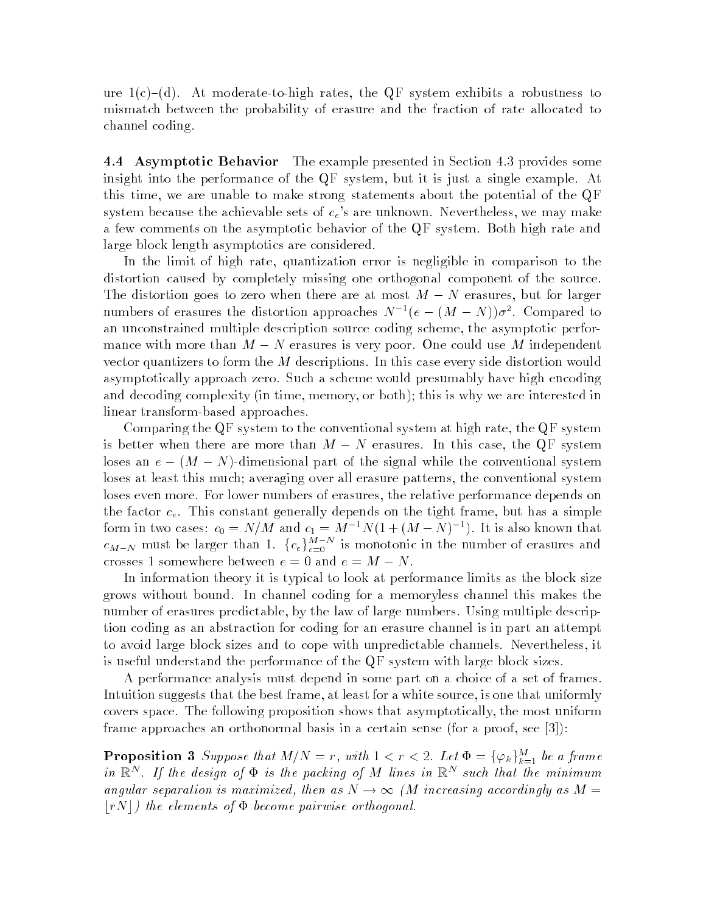ure 1(c)–(d). At moderate-to-high rates, the QF system exhibits a robustness to mismatch between the probability of erasure and the fraction of rate allocated to channel coding.

**4.4 Asymptotic Behavior** The example presented in Section 4.3 provides some insight into the performance of the QF system, but it is just a single example. At this time, we are unable to make strong statements about the potential of the QF system because the achievable sets of $c_e$'s are unknown. Nevertheless, we may make a few comments on the asymptotic behavior of the QF system. Both high rate and large block length asymptotics are considered.

In the limit of high rate, quantization error is negligible in comparison to the distortion caused by completely missing one orthogonal component of the source. The distortion goes to zero when there are at most $M-N$ erasures, but for larger numbers of erasures the distortion approaches $N^{-1}(e-(M-N))\sigma^2$. Compared to an unconstrained multiple description source coding scheme, the asymptotic performance with more than $M-N$ erasures is very poor. One could use $M$ independent vector quantizers to form the $M$ descriptions. In this case every side distortion would asymptotically approach zero. Such a scheme would presumably have high encoding and decoding complexity (in time, memory, or both); this is why we are interested in linear transform-based approaches.

Comparing the QF system to the conventional system at high rate, the QF system is better when there are more than $M-N$ erasures. In this case, the QF system loses an $e-(M-N)$-dimensional part of the signal while the conventional system loses at least this much; averaging over all erasure patterns, the conventional system loses even more. For lower numbers of erasures, the relative performance depends on the factor $c_e$. This constant generally depends on the tight frame, but has a simple form in two cases: $c_0 = N/M$ and $c_1 = M^{-1}N(1+(M-N)^{-1})$. It is also known that $c_{M-N}$ must be larger than 1. $\{c_e\}_{e=0}^{M-N}$ is monotonic in the number of erasures and crosses 1 somewhere between $e=0$ and $e=M-N$.

In information theory it is typical to look at performance limits as the block size grows without bound. In channel coding for a memoryless channel this makes the number of erasures predictable, by the law of large numbers. Using multiple description coding as an abstraction for coding for an erasure channel is in part an attempt to avoid large block sizes and to cope with unpredictable channels. Nevertheless, it is useful understand the performance of the QF system with large block sizes.

A performance analysis must depend in some part on a choice of a set of frames. Intuition suggests that the best frame, at least for a white source, is one that uniformly covers space. The following proposition shows that asymptotically, the most uniform frame approaches an orthonormal basis in a certain sense (for a proof, see [3]):

**Proposition 3** *Suppose that $M/N = r$, with $1 < r < 2$. Let $\Phi = \{\varphi_k\}_{k=1}^{M}$ be a frame in $\mathbb{R}^N$. If the design of $\Phi$ is the packing of $M$ lines in $\mathbb{R}^N$ such that the minimum angular separation is maximized, then as $N \to \infty$ ($M$ increasing accordingly as $M = \lfloor rN \rfloor$) the elements of $\Phi$ become pairwise orthogonal.*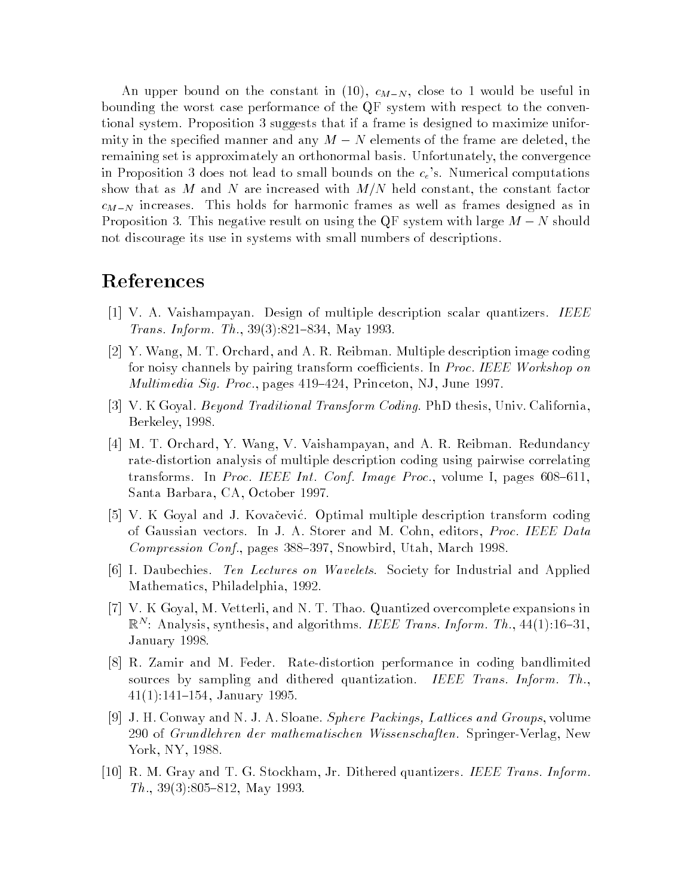An upper bound on the constant in (10), $c_{M-N}$, close to 1 would be useful in bounding the worst case performance of the QF system with respect to the conventional system. Proposition 3 suggests that if a frame is designed to maximize uniformity in the specified manner and any $M - N$ elements of the frame are deleted, the remaining set is approximately an orthonormal basis. Unfortunately, the convergence in Proposition 3 does not lead to small bounds on the $c_e$'s. Numerical computations show that as $M$ and $N$ are increased with $M/N$ held constant, the constant factor $c_{M-N}$ increases. This holds for harmonic frames as well as frames designed as in Proposition 3. This negative result on using the QF system with large $M - N$ should not discourage its use in systems with small numbers of descriptions.

## References

[1] V. A. Vaishampayan. Design of multiple description scalar quantizers. *IEEE Trans. Inform. Th.*, 39(3):821–834, May 1993.

[2] Y. Wang, M. T. Orchard, and A. R. Reibman. Multiple description image coding for noisy channels by pairing transform coefficients. In *Proc. IEEE Workshop on Multimedia Sig. Proc.*, pages 419–424, Princeton, NJ, June 1997.

[3] V. K Goyal. *Beyond Traditional Transform Coding*. PhD thesis, Univ. California, Berkeley, 1998.

[4] M. T. Orchard, Y. Wang, V. Vaishampayan, and A. R. Reibman. Redundancy rate-distortion analysis of multiple description coding using pairwise correlating transforms. In *Proc. IEEE Int. Conf. Image Proc.*, volume I, pages 608–611, Santa Barbara, CA, October 1997.

[5] V. K Goyal and J. Kovačević. Optimal multiple description transform coding of Gaussian vectors. In J. A. Storer and M. Cohn, editors, *Proc. IEEE Data Compression Conf.*, pages 388–397, Snowbird, Utah, March 1998.

[6] I. Daubechies. *Ten Lectures on Wavelets*. Society for Industrial and Applied Mathematics, Philadelphia, 1992.

[7] V. K Goyal, M. Vetterli, and N. T. Thao. Quantized overcomplete expansions in $\mathbb{R}^N$: Analysis, synthesis, and algorithms. *IEEE Trans. Inform. Th.*, 44(1):16–31, January 1998.

[8] R. Zamir and M. Feder. Rate-distortion performance in coding bandlimited sources by sampling and dithered quantization. *IEEE Trans. Inform. Th.*, 41(1):141–154, January 1995.

[9] J. H. Conway and N. J. A. Sloane. *Sphere Packings, Lattices and Groups*, volume 290 of *Grundlehren der mathematischen Wissenschaften*. Springer-Verlag, New York, NY, 1988.

[10] R. M. Gray and T. G. Stockham, Jr. Dithered quantizers. *IEEE Trans. Inform. Th.*, 39(3):805–812, May 1993.